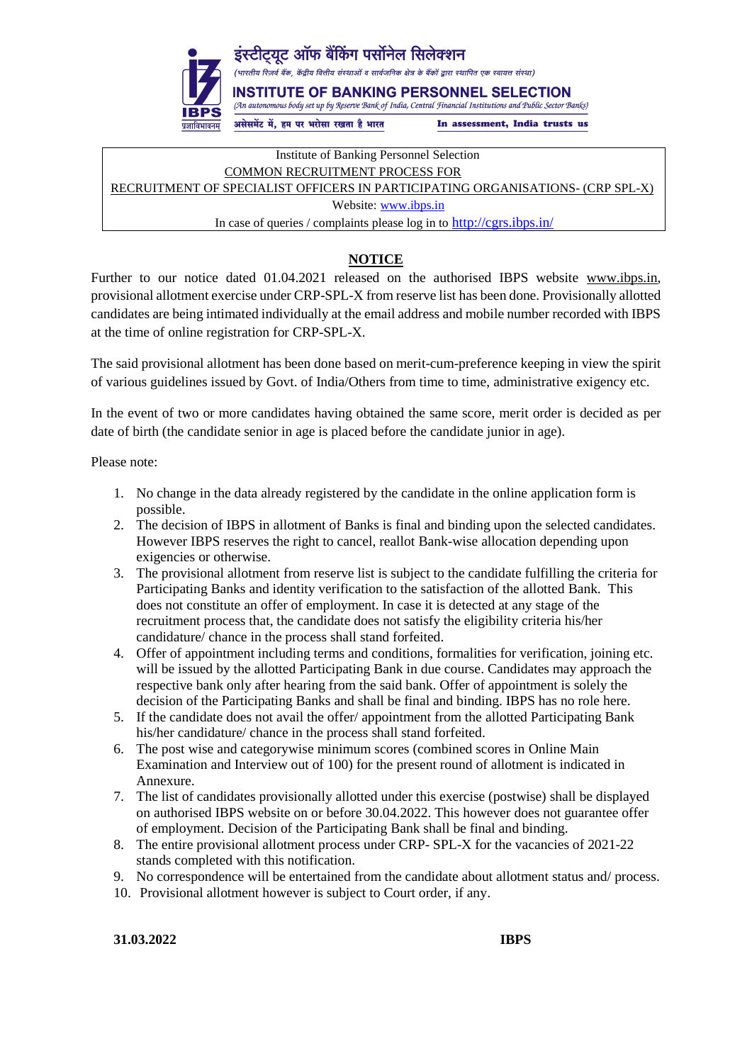इंस्टीट्यूट ऑफ बैंकिंग पर्सोनेल सिलेक्शन

*(भारतीय रिज़र्व बैंक, केंद्रीय वित्तीय संस्थाओं व सार्वजनिक क्षेत्र के बैंकों द्वारा स्थापित एक स्वायत्त संस्था)*

**INSTITUTE OF BANKING PERSONNEL SELECTION**

*(An autonomous body set up by Reserve Bank of India, Central Financial Institutions and Public Sector Banks)*

IBPS प्रज्ञाविभावनम

असेसमेंट में, हम पर भरोसा रखता है भारत — In assessment, India trusts us

Institute of Banking Personnel Selection

COMMON RECRUITMENT PROCESS FOR

RECRUITMENT OF SPECIALIST OFFICERS IN PARTICIPATING ORGANISATIONS- (CRP SPL-X)

Website: www.ibps.in

In case of queries / complaints please log in to http://cgrs.ibps.in/

## NOTICE

Further to our notice dated 01.04.2021 released on the authorised IBPS website www.ibps.in, provisional allotment exercise under CRP-SPL-X from reserve list has been done. Provisionally allotted candidates are being intimated individually at the email address and mobile number recorded with IBPS at the time of online registration for CRP-SPL-X.

The said provisional allotment has been done based on merit-cum-preference keeping in view the spirit of various guidelines issued by Govt. of India/Others from time to time, administrative exigency etc.

In the event of two or more candidates having obtained the same score, merit order is decided as per date of birth (the candidate senior in age is placed before the candidate junior in age).

Please note:

1. No change in the data already registered by the candidate in the online application form is possible.
2. The decision of IBPS in allotment of Banks is final and binding upon the selected candidates. However IBPS reserves the right to cancel, reallot Bank-wise allocation depending upon exigencies or otherwise.
3. The provisional allotment from reserve list is subject to the candidate fulfilling the criteria for Participating Banks and identity verification to the satisfaction of the allotted Bank. This does not constitute an offer of employment. In case it is detected at any stage of the recruitment process that, the candidate does not satisfy the eligibility criteria his/her candidature/ chance in the process shall stand forfeited.
4. Offer of appointment including terms and conditions, formalities for verification, joining etc. will be issued by the allotted Participating Bank in due course. Candidates may approach the respective bank only after hearing from the said bank. Offer of appointment is solely the decision of the Participating Banks and shall be final and binding. IBPS has no role here.
5. If the candidate does not avail the offer/ appointment from the allotted Participating Bank his/her candidature/ chance in the process shall stand forfeited.
6. The post wise and categorywise minimum scores (combined scores in Online Main Examination and Interview out of 100) for the present round of allotment is indicated in Annexure.
7. The list of candidates provisionally allotted under this exercise (postwise) shall be displayed on authorised IBPS website on or before 30.04.2022. This however does not guarantee offer of employment. Decision of the Participating Bank shall be final and binding.
8. The entire provisional allotment process under CRP- SPL-X for the vacancies of 2021-22 stands completed with this notification.
9. No correspondence will be entertained from the candidate about allotment status and/ process.
10. Provisional allotment however is subject to Court order, if any.

**31.03.2022** **IBPS**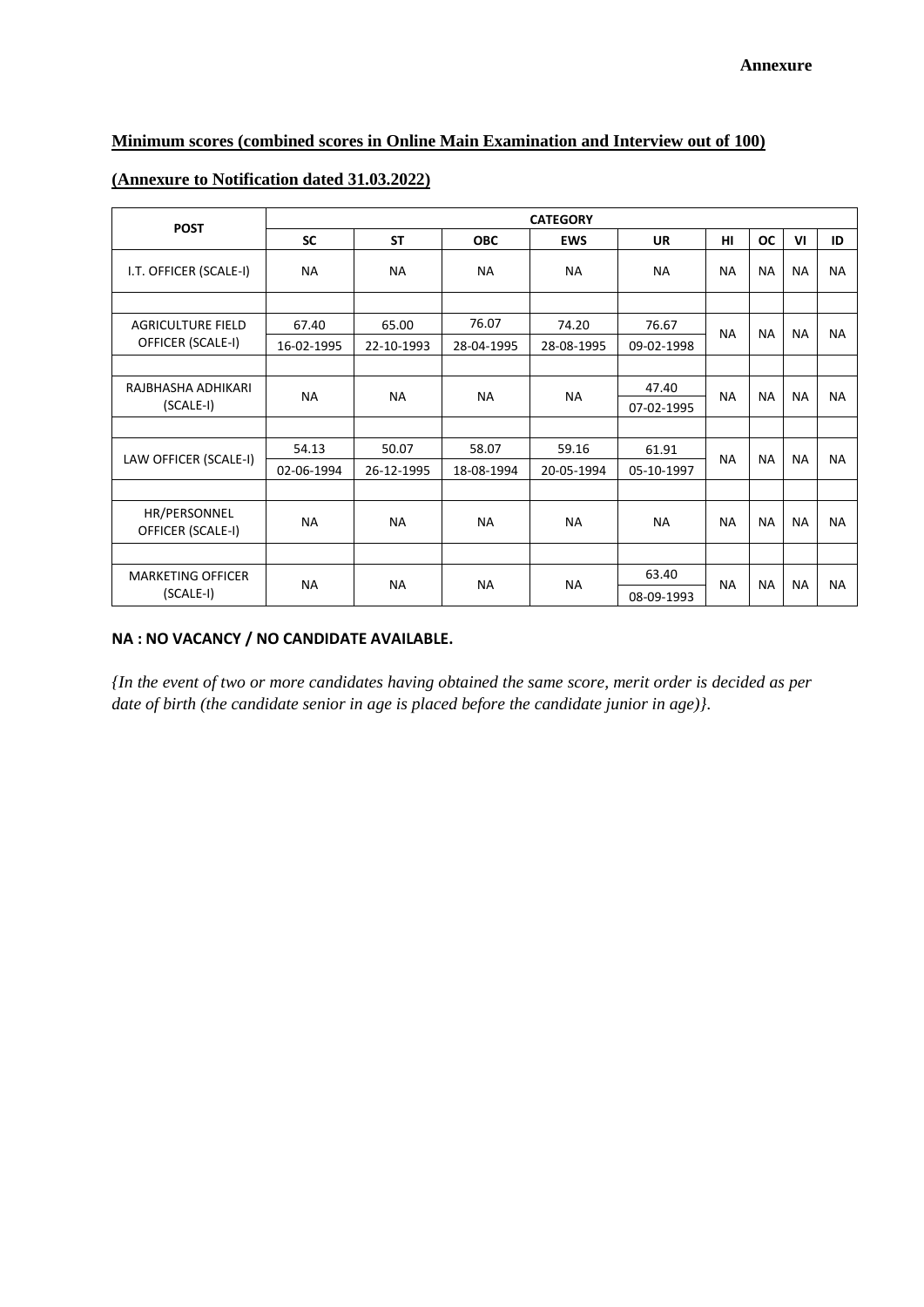**Annexure**

**Minimum scores (combined scores in Online Main Examination and Interview out of 100)**

**(Annexure to Notification dated 31.03.2022)**

| POST | CATEGORY | | | | | | | | |
|---|---|---|---|---|---|---|---|---|---|
| | SC | ST | OBC | EWS | UR | HI | OC | VI | ID |
| I.T. OFFICER (SCALE-I) | NA | NA | NA | NA | NA | NA | NA | NA | NA |
| | | | | | | | | | |
| AGRICULTURE FIELD OFFICER (SCALE-I) | 67.40 | 65.00 | 76.07 | 74.20 | 76.67 | NA | NA | NA | NA |
| | 16-02-1995 | 22-10-1993 | 28-04-1995 | 28-08-1995 | 09-02-1998 | | | | |
| | | | | | | | | | |
| RAJBHASHA ADHIKARI (SCALE-I) | NA | NA | NA | NA | 47.40 | NA | NA | NA | NA |
| | | | | | 07-02-1995 | | | | |
| | | | | | | | | | |
| LAW OFFICER (SCALE-I) | 54.13 | 50.07 | 58.07 | 59.16 | 61.91 | NA | NA | NA | NA |
| | 02-06-1994 | 26-12-1995 | 18-08-1994 | 20-05-1994 | 05-10-1997 | | | | |
| | | | | | | | | | |
| HR/PERSONNEL OFFICER (SCALE-I) | NA | NA | NA | NA | NA | NA | NA | NA | NA |
| | | | | | | | | | |
| MARKETING OFFICER (SCALE-I) | NA | NA | NA | NA | 63.40 | NA | NA | NA | NA |
| | | | | | 08-09-1993 | | | | |

**NA : NO VACANCY / NO CANDIDATE AVAILABLE.**

*{In the event of two or more candidates having obtained the same score, merit order is decided as per date of birth (the candidate senior in age is placed before the candidate junior in age)}.*